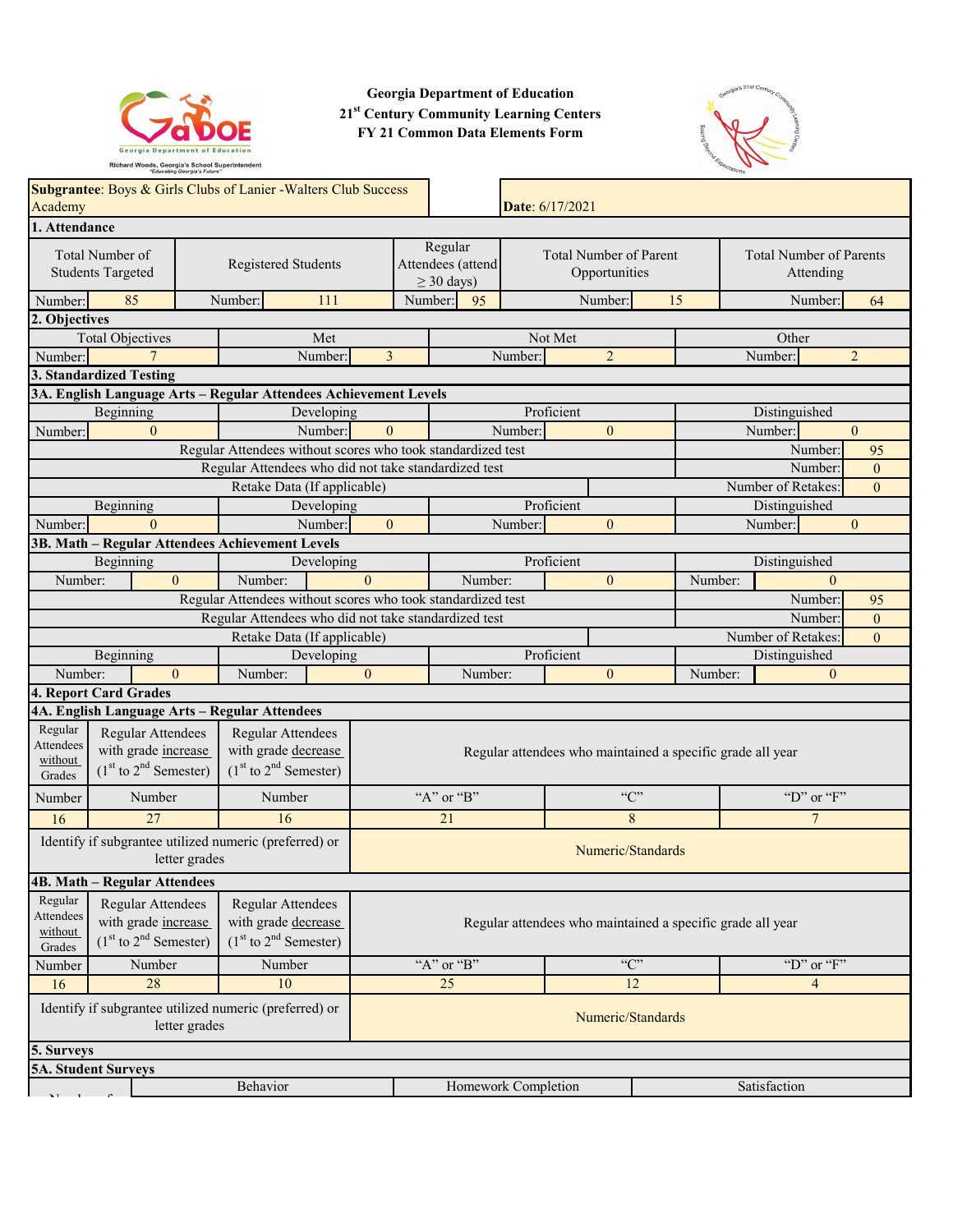**Georgia Department of Education**
**21st Century Community Learning Centers**
**FY 21 Common Data Elements Form**

**Subgrantee**: Boys & Girls Clubs of Lanier -Walters Club Success Academy

**Date**: 6/17/2021

## 1. Attendance

| Total Number of Students Targeted | Registered Students | Regular Attendees (attend ≥ 30 days) | Total Number of Parent Opportunities | Total Number of Parents Attending |
|---|---|---|---|---|
| Number: 85 | Number: 111 | Number: 95 | Number: 15 | Number: 64 |

## 2. Objectives

| Total Objectives | Met | Not Met | Other |
|---|---|---|---|
| Number: 7 | Number: 3 | Number: 2 | Number: 2 |

## 3. Standardized Testing

### 3A. English Language Arts – Regular Attendees Achievement Levels

| Beginning | Developing | Proficient | Distinguished |
|---|---|---|---|
| Number: 0 | Number: 0 | Number: 0 | Number: 0 |

| | |
|---|---|
| Regular Attendees without scores who took standardized test | Number: 95 |
| Regular Attendees who did not take standardized test | Number: 0 |
| Retake Data (If applicable) | Number of Retakes: 0 |

| Beginning | Developing | Proficient | Distinguished |
|---|---|---|---|
| Number: 0 | Number: 0 | Number: 0 | Number: 0 |

### 3B. Math – Regular Attendees Achievement Levels

| Beginning | Developing | Proficient | Distinguished |
|---|---|---|---|
| Number: 0 | Number: 0 | Number: 0 | Number: 0 |

| | |
|---|---|
| Regular Attendees without scores who took standardized test | Number: 95 |
| Regular Attendees who did not take standardized test | Number: 0 |
| Retake Data (If applicable) | Number of Retakes: 0 |

| Beginning | Developing | Proficient | Distinguished |
|---|---|---|---|
| Number: 0 | Number: 0 | Number: 0 | Number: 0 |

## 4. Report Card Grades

### 4A. English Language Arts – Regular Attendees

| Regular Attendees without Grades | Regular Attendees with grade increase (1st to 2nd Semester) | Regular Attendees with grade decrease (1st to 2nd Semester) | Regular attendees who maintained a specific grade all year | | |
|---|---|---|---|---|---|
| Number | Number | Number | "A" or "B" | "C" | "D" or "F" |
| 16 | 27 | 16 | 21 | 8 | 7 |
| Identify if subgrantee utilized numeric (preferred) or letter grades | | | Numeric/Standards | | |

### 4B. Math – Regular Attendees

| Regular Attendees without Grades | Regular Attendees with grade increase (1st to 2nd Semester) | Regular Attendees with grade decrease (1st to 2nd Semester) | Regular attendees who maintained a specific grade all year | | |
|---|---|---|---|---|---|
| Number | Number | Number | "A" or "B" | "C" | "D" or "F" |
| 16 | 28 | 10 | 25 | 12 | 4 |
| Identify if subgrantee utilized numeric (preferred) or letter grades | | | Numeric/Standards | | |

## 5. Surveys

### 5A. Student Surveys

| | Behavior | Homework Completion | Satisfaction |
|---|---|---|---|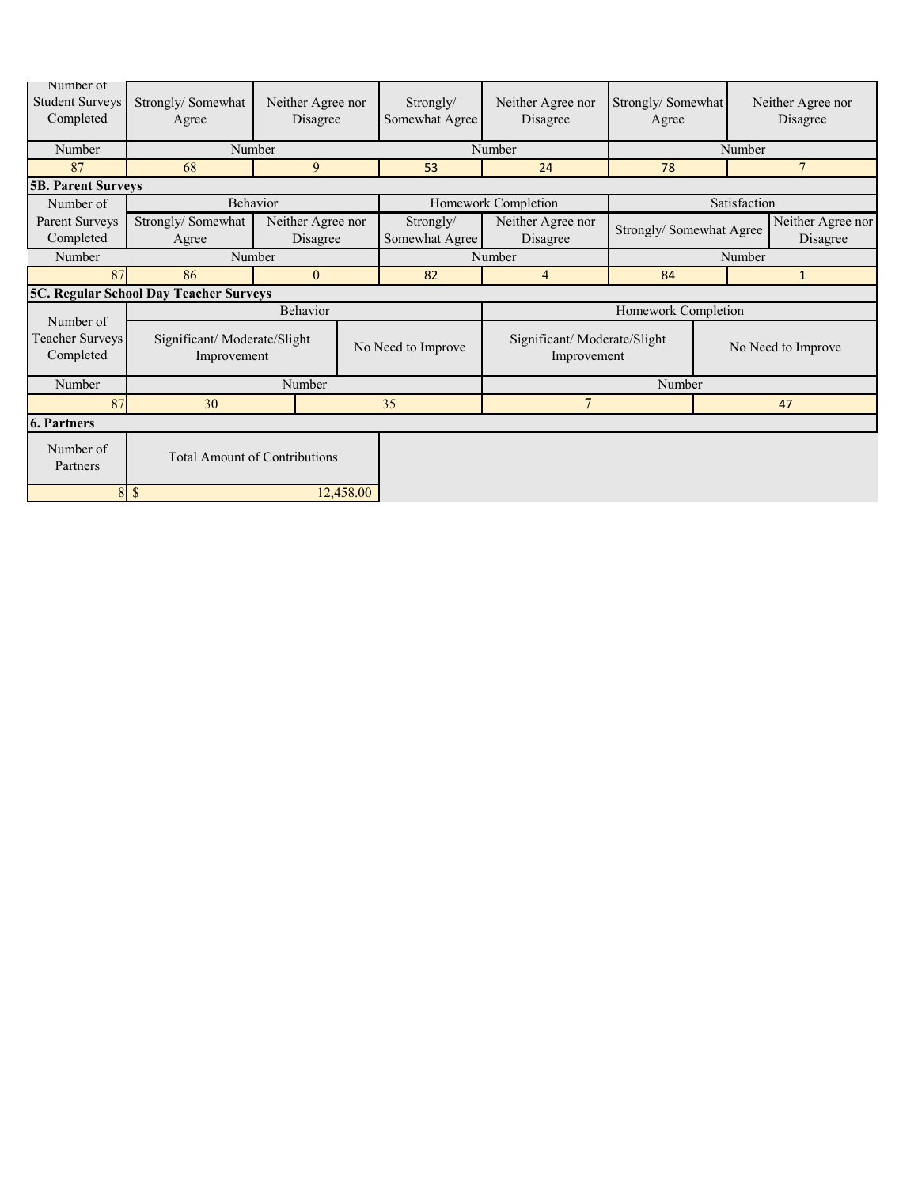| Number of Student Surveys Completed | Strongly/ Somewhat Agree | Neither Agree nor Disagree | Strongly/ Somewhat Agree | Neither Agree nor Disagree | Strongly/ Somewhat Agree | Neither Agree nor Disagree |
|---|---|---|---|---|---|---|
| Number | Number | | Number | | Number | |
| 87 | 68 | 9 | 53 | 24 | 78 | 7 |

**5B. Parent Surveys**

| Number of Parent Surveys Completed | Behavior | | Homework Completion | | Satisfaction | |
|---|---|---|---|---|---|---|
| | Strongly/ Somewhat Agree | Neither Agree nor Disagree | Strongly/ Somewhat Agree | Neither Agree nor Disagree | Strongly/ Somewhat Agree | Neither Agree nor Disagree |
| Number | Number | | Number | | Number | |
| 87 | 86 | 0 | 82 | 4 | 84 | 1 |

**5C. Regular School Day Teacher Surveys**

| Number of Teacher Surveys Completed | Behavior | | Homework Completion | |
|---|---|---|---|---|
| | Significant/ Moderate/Slight Improvement | No Need to Improve | Significant/ Moderate/Slight Improvement | No Need to Improve |
| Number | Number | | Number | |
| 87 | 30 | 35 | 7 | 47 |

**6. Partners**

| Number of Partners | Total Amount of Contributions |
|---|---|
| 8 | $ 12,458.00 |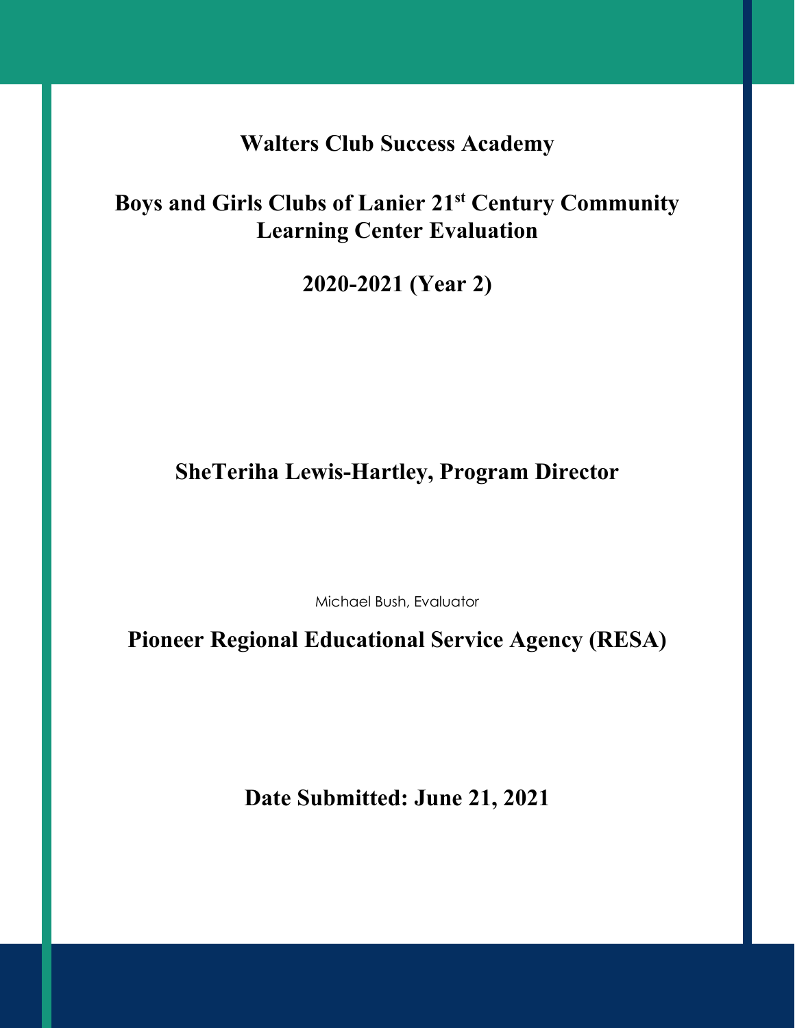# Walters Club Success Academy

# Boys and Girls Clubs of Lanier 21st Century Community Learning Center Evaluation

## 2020-2021 (Year 2)

## SheTeriha Lewis-Hartley, Program Director

Michael Bush, Evaluator

## Pioneer Regional Educational Service Agency (RESA)

## Date Submitted: June 21, 2021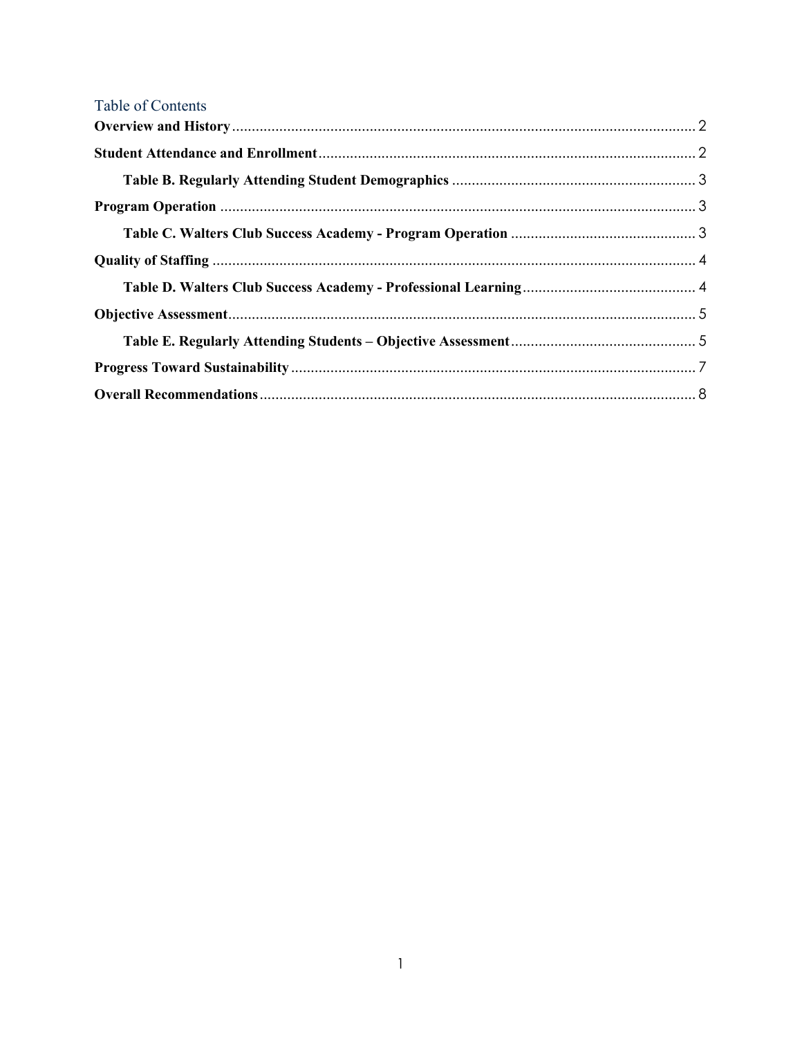## Table of Contents

**Overview and History** .................................................. 2

**Student Attendance and Enrollment** .................................................. 2

- **Table B. Regularly Attending Student Demographics** .................................................. 3

**Program Operation** .................................................. 3

- **Table C. Walters Club Success Academy - Program Operation** .................................................. 3

**Quality of Staffing** .................................................. 4

- **Table D. Walters Club Success Academy - Professional Learning** .................................................. 4

**Objective Assessment** .................................................. 5

- **Table E. Regularly Attending Students – Objective Assessment** .................................................. 5

**Progress Toward Sustainability** .................................................. 7

**Overall Recommendations** .................................................. 8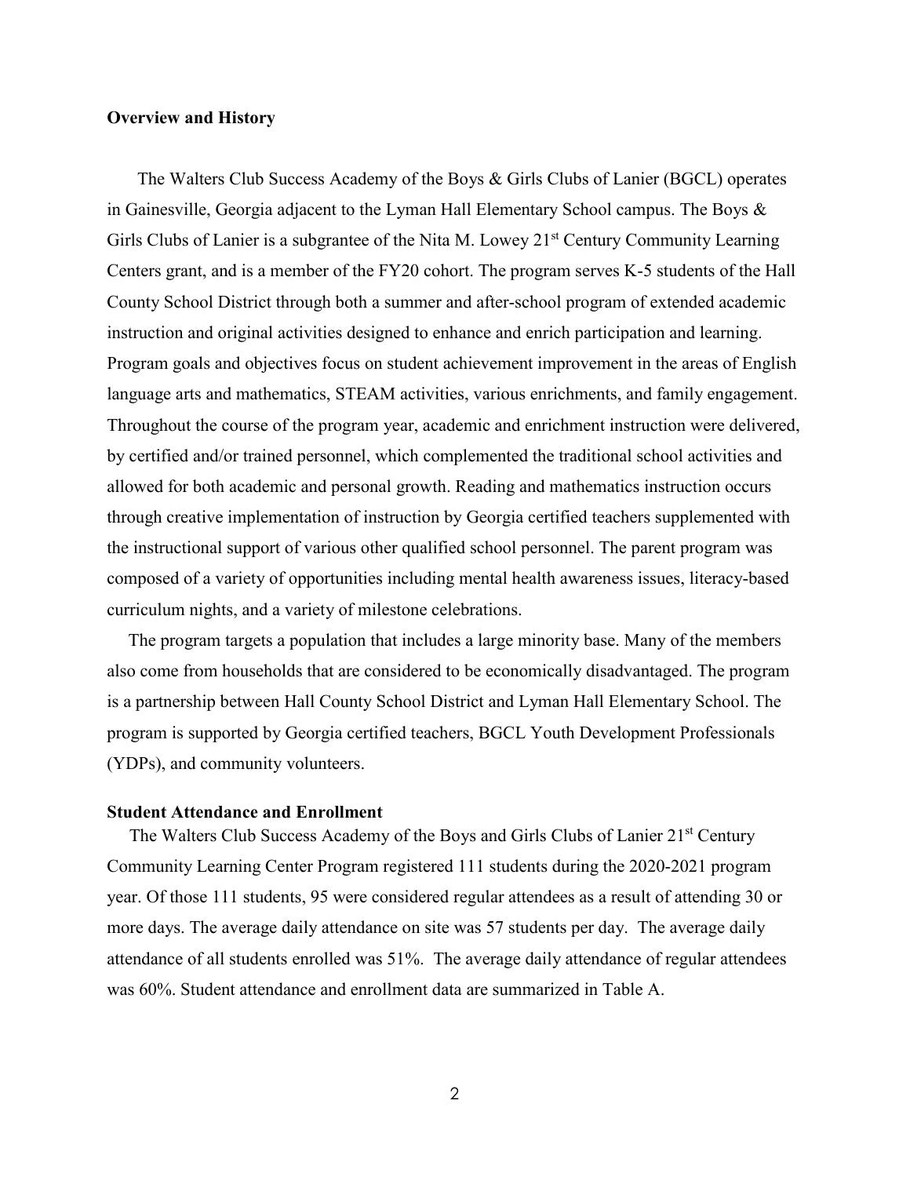**Overview and History**

The Walters Club Success Academy of the Boys & Girls Clubs of Lanier (BGCL) operates in Gainesville, Georgia adjacent to the Lyman Hall Elementary School campus. The Boys & Girls Clubs of Lanier is a subgrantee of the Nita M. Lowey 21st Century Community Learning Centers grant, and is a member of the FY20 cohort. The program serves K-5 students of the Hall County School District through both a summer and after-school program of extended academic instruction and original activities designed to enhance and enrich participation and learning. Program goals and objectives focus on student achievement improvement in the areas of English language arts and mathematics, STEAM activities, various enrichments, and family engagement. Throughout the course of the program year, academic and enrichment instruction were delivered, by certified and/or trained personnel, which complemented the traditional school activities and allowed for both academic and personal growth. Reading and mathematics instruction occurs through creative implementation of instruction by Georgia certified teachers supplemented with the instructional support of various other qualified school personnel. The parent program was composed of a variety of opportunities including mental health awareness issues, literacy-based curriculum nights, and a variety of milestone celebrations.

The program targets a population that includes a large minority base. Many of the members also come from households that are considered to be economically disadvantaged. The program is a partnership between Hall County School District and Lyman Hall Elementary School. The program is supported by Georgia certified teachers, BGCL Youth Development Professionals (YDPs), and community volunteers.

**Student Attendance and Enrollment**

The Walters Club Success Academy of the Boys and Girls Clubs of Lanier 21st Century Community Learning Center Program registered 111 students during the 2020-2021 program year. Of those 111 students, 95 were considered regular attendees as a result of attending 30 or more days. The average daily attendance on site was 57 students per day. The average daily attendance of all students enrolled was 51%. The average daily attendance of regular attendees was 60%. Student attendance and enrollment data are summarized in Table A.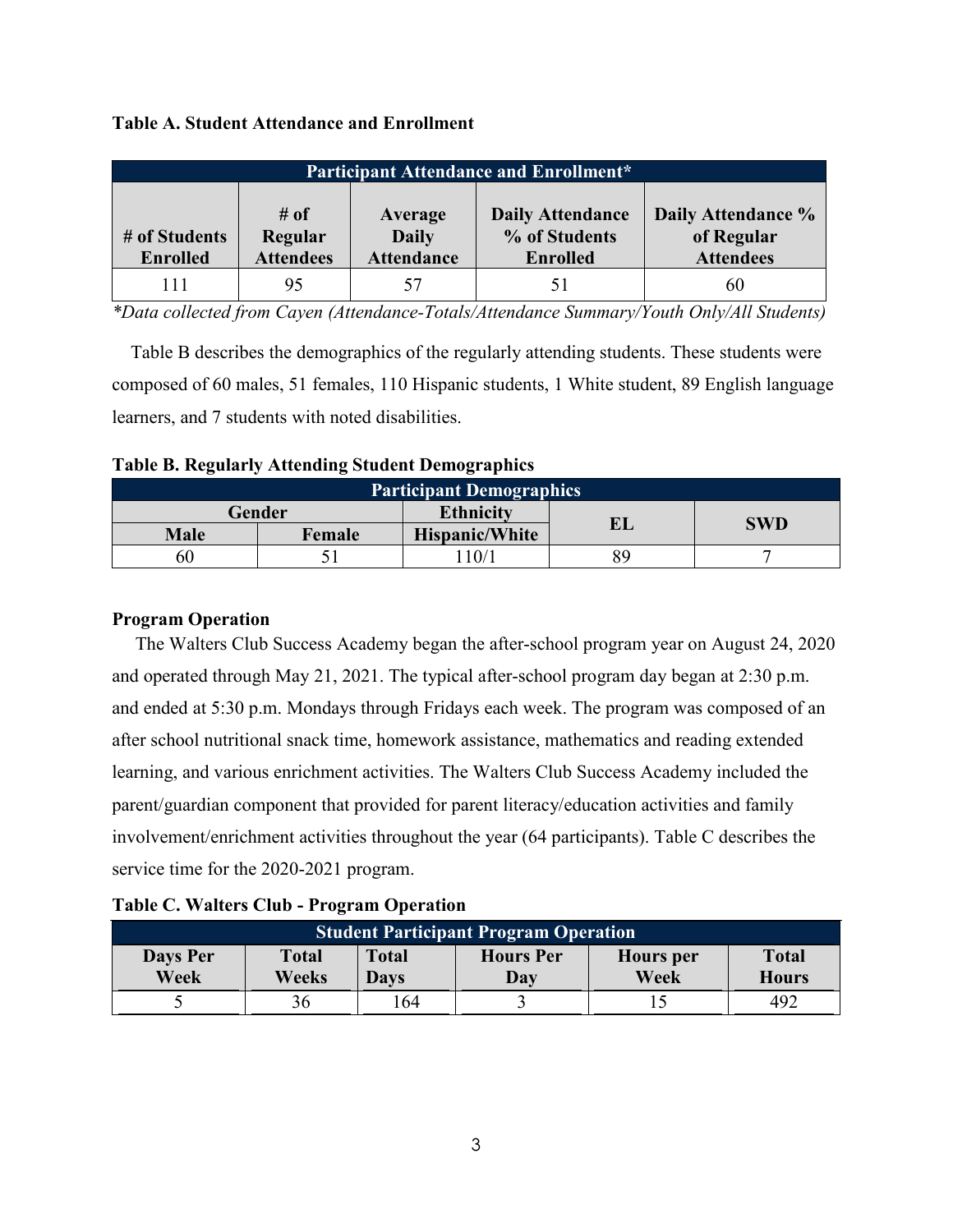**Table A. Student Attendance and Enrollment**

| Participant Attendance and Enrollment* | | | | |
|---|---|---|---|---|
| # of Students Enrolled | # of Regular Attendees | Average Daily Attendance | Daily Attendance % of Students Enrolled | Daily Attendance % of Regular Attendees |
| 111 | 95 | 57 | 51 | 60 |

*Data collected from Cayen (Attendance-Totals/Attendance Summary/Youth Only/All Students)*

Table B describes the demographics of the regularly attending students. These students were composed of 60 males, 51 females, 110 Hispanic students, 1 White student, 89 English language learners, and 7 students with noted disabilities.

**Table B. Regularly Attending Student Demographics**

| Participant Demographics | | | | |
|---|---|---|---|---|
| Gender | | Ethnicity | EL | SWD |
| Male | Female | Hispanic/White | | |
| 60 | 51 | 110/1 | 89 | 7 |

**Program Operation**

The Walters Club Success Academy began the after-school program year on August 24, 2020 and operated through May 21, 2021. The typical after-school program day began at 2:30 p.m. and ended at 5:30 p.m. Mondays through Fridays each week. The program was composed of an after school nutritional snack time, homework assistance, mathematics and reading extended learning, and various enrichment activities. The Walters Club Success Academy included the parent/guardian component that provided for parent literacy/education activities and family involvement/enrichment activities throughout the year (64 participants). Table C describes the service time for the 2020-2021 program.

**Table C. Walters Club - Program Operation**

| Student Participant Program Operation | | | | | |
|---|---|---|---|---|---|
| Days Per Week | Total Weeks | Total Days | Hours Per Day | Hours per Week | Total Hours |
| 5 | 36 | 164 | 3 | 15 | 492 |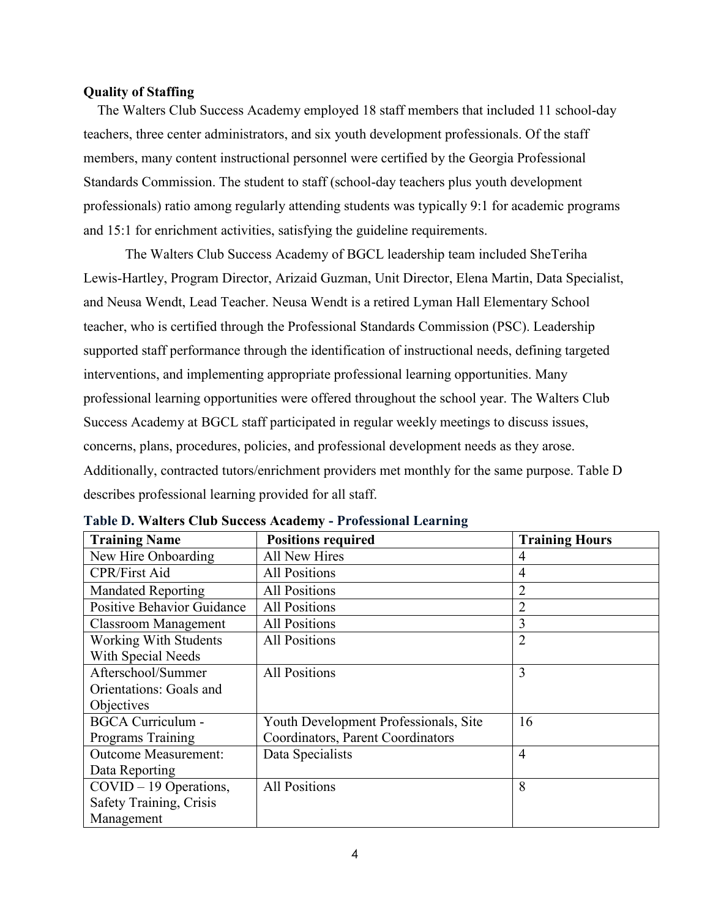**Quality of Staffing**

The Walters Club Success Academy employed 18 staff members that included 11 school-day teachers, three center administrators, and six youth development professionals. Of the staff members, many content instructional personnel were certified by the Georgia Professional Standards Commission. The student to staff (school-day teachers plus youth development professionals) ratio among regularly attending students was typically 9:1 for academic programs and 15:1 for enrichment activities, satisfying the guideline requirements.

The Walters Club Success Academy of BGCL leadership team included SheTeriha Lewis-Hartley, Program Director, Arizaid Guzman, Unit Director, Elena Martin, Data Specialist, and Neusa Wendt, Lead Teacher. Neusa Wendt is a retired Lyman Hall Elementary School teacher, who is certified through the Professional Standards Commission (PSC). Leadership supported staff performance through the identification of instructional needs, defining targeted interventions, and implementing appropriate professional learning opportunities. Many professional learning opportunities were offered throughout the school year. The Walters Club Success Academy at BGCL staff participated in regular weekly meetings to discuss issues, concerns, plans, procedures, policies, and professional development needs as they arose. Additionally, contracted tutors/enrichment providers met monthly for the same purpose. Table D describes professional learning provided for all staff.

**Table D. Walters Club Success Academy - Professional Learning**

| Training Name | Positions required | Training Hours |
|---|---|---|
| New Hire Onboarding | All New Hires | 4 |
| CPR/First Aid | All Positions | 4 |
| Mandated Reporting | All Positions | 2 |
| Positive Behavior Guidance | All Positions | 2 |
| Classroom Management | All Positions | 3 |
| Working With Students With Special Needs | All Positions | 2 |
| Afterschool/Summer Orientations: Goals and Objectives | All Positions | 3 |
| BGCA Curriculum - Programs Training | Youth Development Professionals, Site Coordinators, Parent Coordinators | 16 |
| Outcome Measurement: Data Reporting | Data Specialists | 4 |
| COVID – 19 Operations, Safety Training, Crisis Management | All Positions | 8 |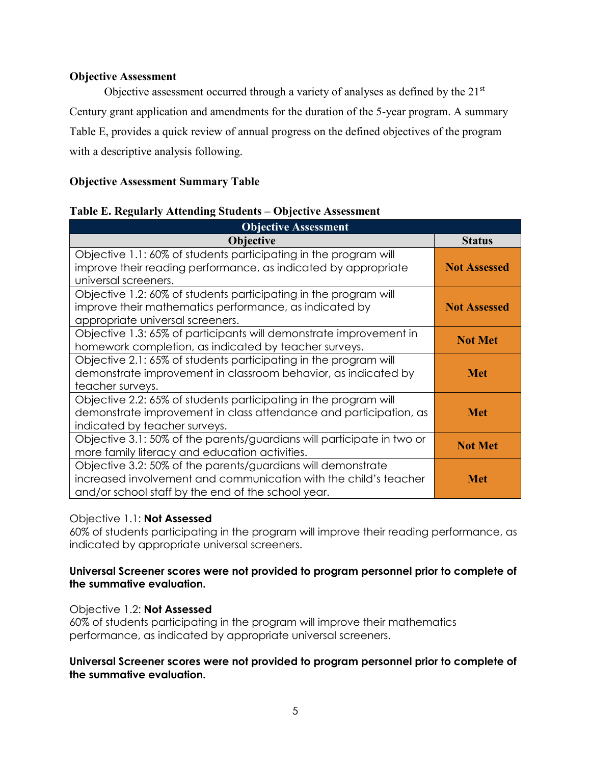**Objective Assessment**

Objective assessment occurred through a variety of analyses as defined by the 21st Century grant application and amendments for the duration of the 5-year program. A summary Table E, provides a quick review of annual progress on the defined objectives of the program with a descriptive analysis following.

**Objective Assessment Summary Table**

**Table E. Regularly Attending Students – Objective Assessment**

| Objective Assessment | |
|---|---|
| **Objective** | **Status** |
| Objective 1.1: 60% of students participating in the program will improve their reading performance, as indicated by appropriate universal screeners. | **Not Assessed** |
| Objective 1.2: 60% of students participating in the program will improve their mathematics performance, as indicated by appropriate universal screeners. | **Not Assessed** |
| Objective 1.3: 65% of participants will demonstrate improvement in homework completion, as indicated by teacher surveys. | **Not Met** |
| Objective 2.1: 65% of students participating in the program will demonstrate improvement in classroom behavior, as indicated by teacher surveys. | **Met** |
| Objective 2.2: 65% of students participating in the program will demonstrate improvement in class attendance and participation, as indicated by teacher surveys. | **Met** |
| Objective 3.1: 50% of the parents/guardians will participate in two or more family literacy and education activities. | **Not Met** |
| Objective 3.2: 50% of the parents/guardians will demonstrate increased involvement and communication with the child's teacher and/or school staff by the end of the school year. | **Met** |

Objective 1.1: **Not Assessed**
60% of students participating in the program will improve their reading performance, as indicated by appropriate universal screeners.

**Universal Screener scores were not provided to program personnel prior to complete of the summative evaluation.**

Objective 1.2: **Not Assessed**
60% of students participating in the program will improve their mathematics performance, as indicated by appropriate universal screeners.

**Universal Screener scores were not provided to program personnel prior to complete of the summative evaluation.**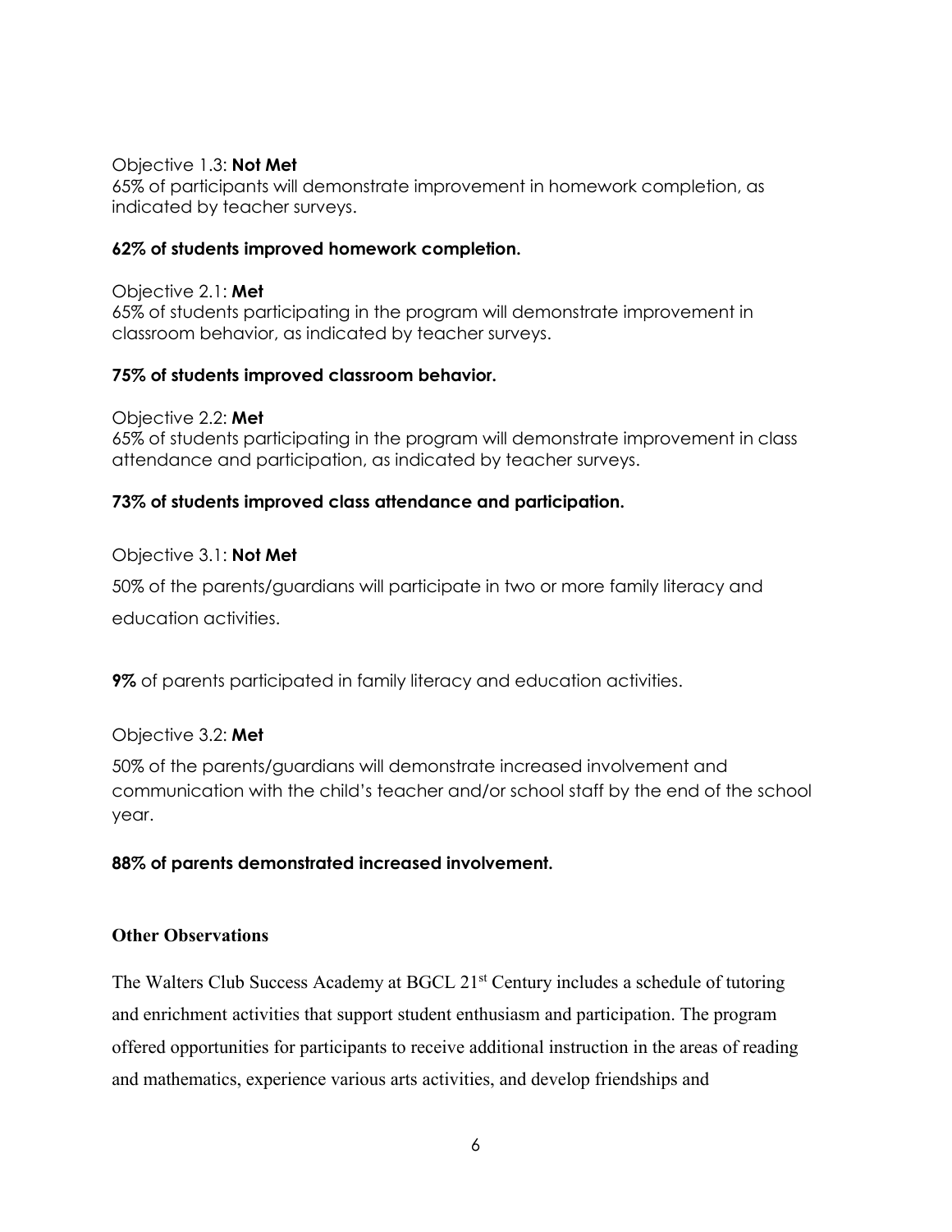Objective 1.3: **Not Met**
65% of participants will demonstrate improvement in homework completion, as indicated by teacher surveys.

**62% of students improved homework completion.**

Objective 2.1: **Met**
65% of students participating in the program will demonstrate improvement in classroom behavior, as indicated by teacher surveys.

**75% of students improved classroom behavior.**

Objective 2.2: **Met**
65% of students participating in the program will demonstrate improvement in class attendance and participation, as indicated by teacher surveys.

**73% of students improved class attendance and participation.**

Objective 3.1: **Not Met**

50% of the parents/guardians will participate in two or more family literacy and education activities.

**9%** of parents participated in family literacy and education activities.

Objective 3.2: **Met**

50% of the parents/guardians will demonstrate increased involvement and communication with the child's teacher and/or school staff by the end of the school year.

**88% of parents demonstrated increased involvement.**

### Other Observations

The Walters Club Success Academy at BGCL 21st Century includes a schedule of tutoring and enrichment activities that support student enthusiasm and participation. The program offered opportunities for participants to receive additional instruction in the areas of reading and mathematics, experience various arts activities, and develop friendships and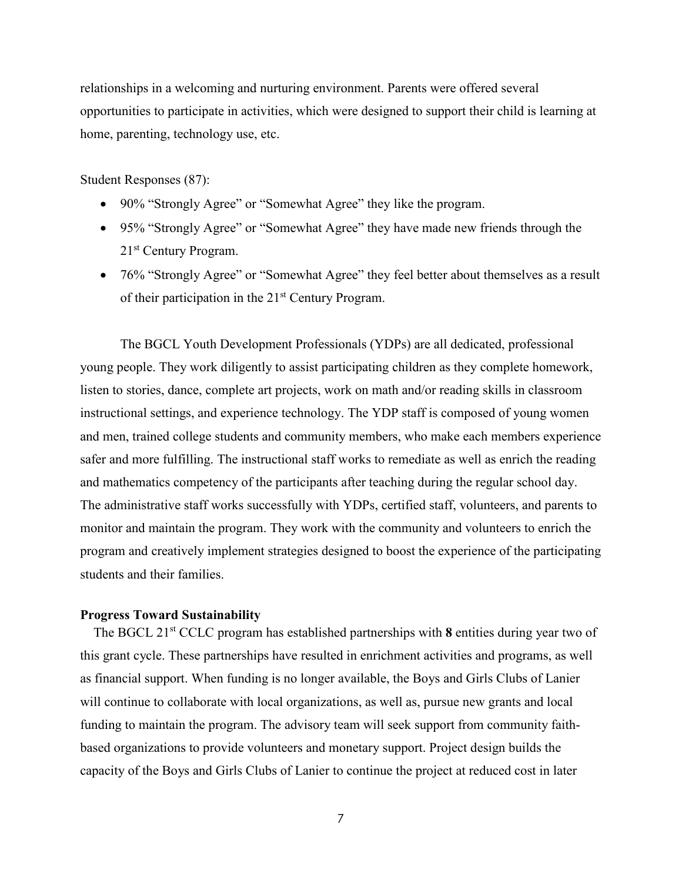relationships in a welcoming and nurturing environment. Parents were offered several opportunities to participate in activities, which were designed to support their child is learning at home, parenting, technology use, etc.

Student Responses (87):

- 90% "Strongly Agree" or "Somewhat Agree" they like the program.
- 95% "Strongly Agree" or "Somewhat Agree" they have made new friends through the 21st Century Program.
- 76% "Strongly Agree" or "Somewhat Agree" they feel better about themselves as a result of their participation in the 21st Century Program.

The BGCL Youth Development Professionals (YDPs) are all dedicated, professional young people. They work diligently to assist participating children as they complete homework, listen to stories, dance, complete art projects, work on math and/or reading skills in classroom instructional settings, and experience technology. The YDP staff is composed of young women and men, trained college students and community members, who make each members experience safer and more fulfilling. The instructional staff works to remediate as well as enrich the reading and mathematics competency of the participants after teaching during the regular school day. The administrative staff works successfully with YDPs, certified staff, volunteers, and parents to monitor and maintain the program. They work with the community and volunteers to enrich the program and creatively implement strategies designed to boost the experience of the participating students and their families.

**Progress Toward Sustainability**

The BGCL 21st CCLC program has established partnerships with **8** entities during year two of this grant cycle. These partnerships have resulted in enrichment activities and programs, as well as financial support. When funding is no longer available, the Boys and Girls Clubs of Lanier will continue to collaborate with local organizations, as well as, pursue new grants and local funding to maintain the program. The advisory team will seek support from community faith-based organizations to provide volunteers and monetary support. Project design builds the capacity of the Boys and Girls Clubs of Lanier to continue the project at reduced cost in later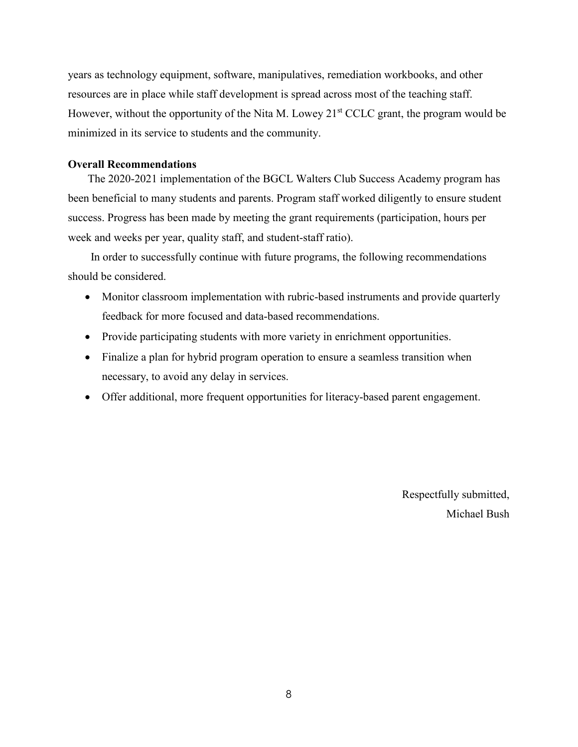years as technology equipment, software, manipulatives, remediation workbooks, and other resources are in place while staff development is spread across most of the teaching staff. However, without the opportunity of the Nita M. Lowey 21st CCLC grant, the program would be minimized in its service to students and the community.

**Overall Recommendations**

The 2020-2021 implementation of the BGCL Walters Club Success Academy program has been beneficial to many students and parents. Program staff worked diligently to ensure student success. Progress has been made by meeting the grant requirements (participation, hours per week and weeks per year, quality staff, and student-staff ratio).

In order to successfully continue with future programs, the following recommendations should be considered.

- Monitor classroom implementation with rubric-based instruments and provide quarterly feedback for more focused and data-based recommendations.
- Provide participating students with more variety in enrichment opportunities.
- Finalize a plan for hybrid program operation to ensure a seamless transition when necessary, to avoid any delay in services.
- Offer additional, more frequent opportunities for literacy-based parent engagement.

Respectfully submitted,
Michael Bush